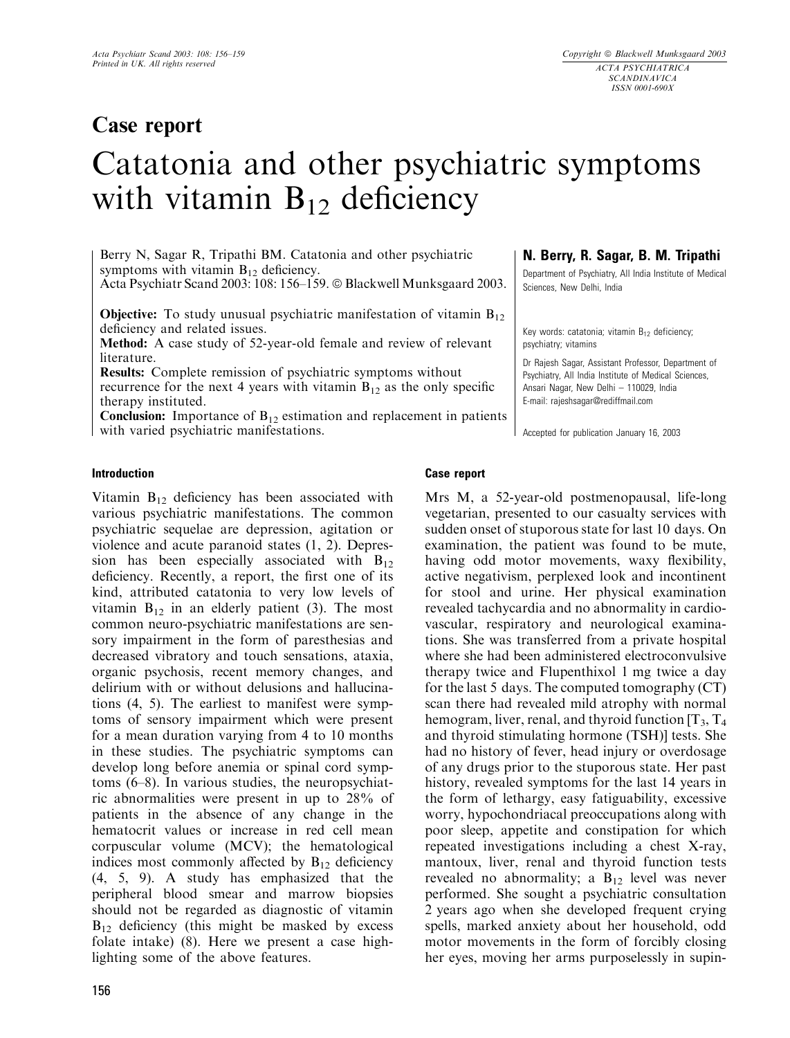# Case report

# Catatonia and other psychiatric symptoms with vitamin $B_{12}$ deficiency

**N. Berry, R. Sagar, B. M. Tripathi**

Department of Psychiatry, All India Institute of Medical Sciences, New Delhi, India

Berry N, Sagar R, Tripathi BM. Catatonia and other psychiatric symptoms with vitamin $B_{12}$ deficiency.
Acta Psychiatr Scand 2003: 108: 156–159. © Blackwell Munksgaard 2003.

**Objective:** To study unusual psychiatric manifestation of vitamin $B_{12}$ deficiency and related issues.
**Method:** A case study of 52-year-old female and review of relevant literature.
**Results:** Complete remission of psychiatric symptoms without recurrence for the next 4 years with vitamin $B_{12}$ as the only specific therapy instituted.
**Conclusion:** Importance of $B_{12}$ estimation and replacement in patients with varied psychiatric manifestations.

Key words: catatonia; vitamin $B_{12}$ deficiency; psychiatry; vitamins

Dr Rajesh Sagar, Assistant Professor, Department of Psychiatry, All India Institute of Medical Sciences, Ansari Nagar, New Delhi – 110029, India
E-mail: rajeshsagar@rediffmail.com

Accepted for publication January 16, 2003

## Introduction

Vitamin $B_{12}$ deficiency has been associated with various psychiatric manifestations. The common psychiatric sequelae are depression, agitation or violence and acute paranoid states (1, 2). Depression has been especially associated with $B_{12}$ deficiency. Recently, a report, the first one of its kind, attributed catatonia to very low levels of vitamin $B_{12}$ in an elderly patient (3). The most common neuro-psychiatric manifestations are sensory impairment in the form of paresthesias and decreased vibratory and touch sensations, ataxia, organic psychosis, recent memory changes, and delirium with or without delusions and hallucinations (4, 5). The earliest to manifest were symptoms of sensory impairment which were present for a mean duration varying from 4 to 10 months in these studies. The psychiatric symptoms can develop long before anemia or spinal cord symptoms (6–8). In various studies, the neuropsychiatric abnormalities were present in up to 28% of patients in the absence of any change in the hematocrit values or increase in red cell mean corpuscular volume (MCV); the hematological indices most commonly affected by $B_{12}$ deficiency (4, 5, 9). A study has emphasized that the peripheral blood smear and marrow biopsies should not be regarded as diagnostic of vitamin $B_{12}$ deficiency (this might be masked by excess folate intake) (8). Here we present a case highlighting some of the above features.

## Case report

Mrs M, a 52-year-old postmenopausal, life-long vegetarian, presented to our casualty services with sudden onset of stuporous state for last 10 days. On examination, the patient was found to be mute, having odd motor movements, waxy flexibility, active negativism, perplexed look and incontinent for stool and urine. Her physical examination revealed tachycardia and no abnormality in cardiovascular, respiratory and neurological examinations. She was transferred from a private hospital where she had been administered electroconvulsive therapy twice and Flupenthixol 1 mg twice a day for the last 5 days. The computed tomography (CT) scan there had revealed mild atrophy with normal hemogram, liver, renal, and thyroid function [$T_3$, $T_4$ and thyroid stimulating hormone (TSH)] tests. She had no history of fever, head injury or overdosage of any drugs prior to the stuporous state. Her past history, revealed symptoms for the last 14 years in the form of lethargy, easy fatiguability, excessive worry, hypochondriacal preoccupations along with poor sleep, appetite and constipation for which repeated investigations including a chest X-ray, mantoux, liver, renal and thyroid function tests revealed no abnormality; a $B_{12}$ level was never performed. She sought a psychiatric consultation 2 years ago when she developed frequent crying spells, marked anxiety about her household, odd motor movements in the form of forcibly closing her eyes, moving her arms purposelessly in supin-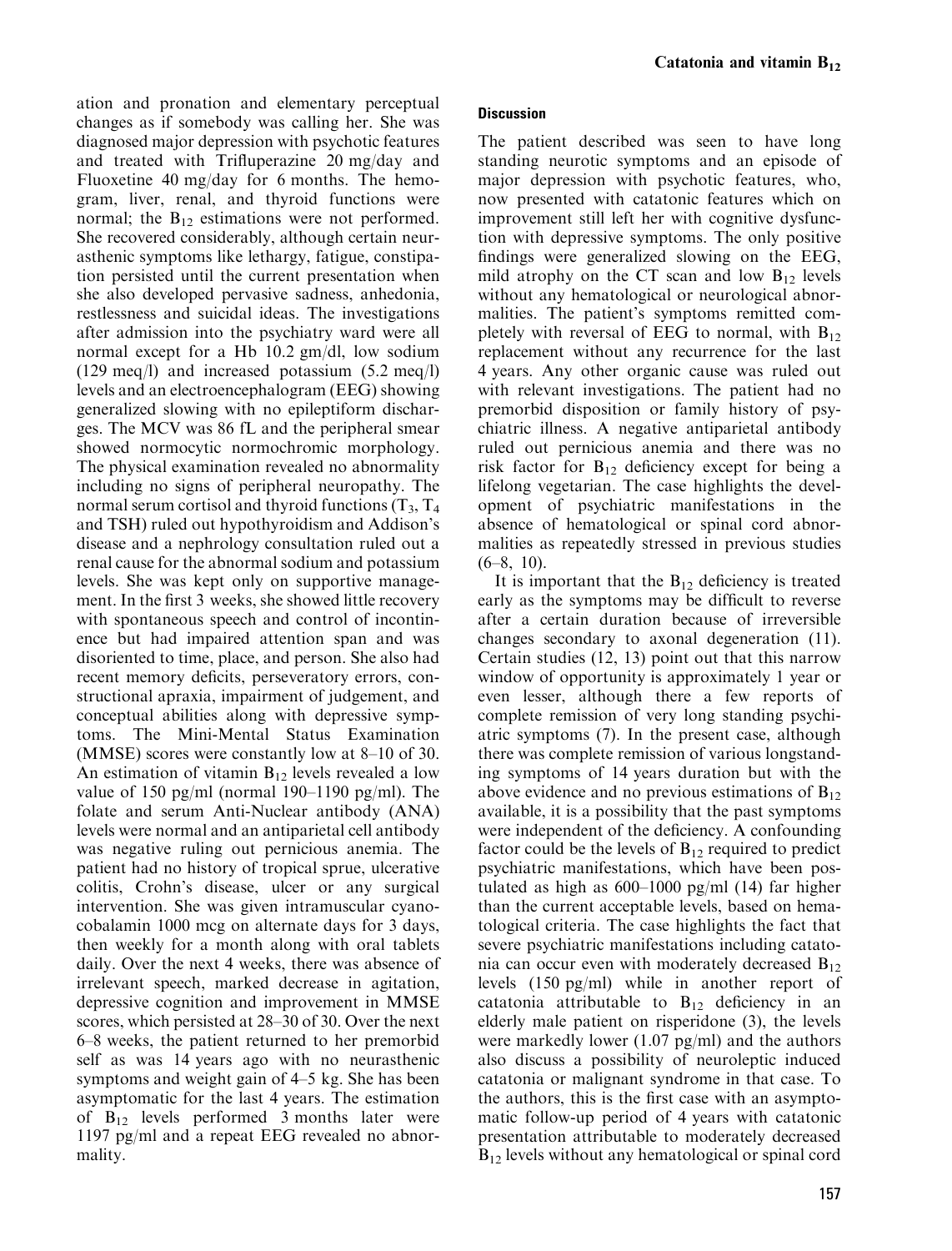ation and pronation and elementary perceptual changes as if somebody was calling her. She was diagnosed major depression with psychotic features and treated with Trifluperazine 20 mg/day and Fluoxetine 40 mg/day for 6 months. The hemogram, liver, renal, and thyroid functions were normal; the $B_{12}$ estimations were not performed. She recovered considerably, although certain neurasthenic symptoms like lethargy, fatigue, constipation persisted until the current presentation when she also developed pervasive sadness, anhedonia, restlessness and suicidal ideas. The investigations after admission into the psychiatry ward were all normal except for a Hb 10.2 gm/dl, low sodium (129 meq/l) and increased potassium (5.2 meq/l) levels and an electroencephalogram (EEG) showing generalized slowing with no epileptiform discharges. The MCV was 86 fL and the peripheral smear showed normocytic normochromic morphology. The physical examination revealed no abnormality including no signs of peripheral neuropathy. The normal serum cortisol and thyroid functions ($T_3$, $T_4$ and TSH) ruled out hypothyroidism and Addison's disease and a nephrology consultation ruled out a renal cause for the abnormal sodium and potassium levels. She was kept only on supportive management. In the first 3 weeks, she showed little recovery with spontaneous speech and control of incontinence but had impaired attention span and was disoriented to time, place, and person. She also had recent memory deficits, perseveratory errors, constructional apraxia, impairment of judgement, and conceptual abilities along with depressive symptoms. The Mini-Mental Status Examination (MMSE) scores were constantly low at 8–10 of 30. An estimation of vitamin $B_{12}$ levels revealed a low value of 150 pg/ml (normal 190–1190 pg/ml). The folate and serum Anti-Nuclear antibody (ANA) levels were normal and an antiparietal cell antibody was negative ruling out pernicious anemia. The patient had no history of tropical sprue, ulcerative colitis, Crohn's disease, ulcer or any surgical intervention. She was given intramuscular cyanocobalamin 1000 mcg on alternate days for 3 days, then weekly for a month along with oral tablets daily. Over the next 4 weeks, there was absence of irrelevant speech, marked decrease in agitation, depressive cognition and improvement in MMSE scores, which persisted at 28–30 of 30. Over the next 6–8 weeks, the patient returned to her premorbid self as was 14 years ago with no neurasthenic symptoms and weight gain of 4–5 kg. She has been asymptomatic for the last 4 years. The estimation of $B_{12}$ levels performed 3 months later were 1197 pg/ml and a repeat EEG revealed no abnormality.

#### Discussion

The patient described was seen to have long standing neurotic symptoms and an episode of major depression with psychotic features, who, now presented with catatonic features which on improvement still left her with cognitive dysfunction with depressive symptoms. The only positive findings were generalized slowing on the EEG, mild atrophy on the CT scan and low $B_{12}$ levels without any hematological or neurological abnormalities. The patient's symptoms remitted completely with reversal of EEG to normal, with $B_{12}$ replacement without any recurrence for the last 4 years. Any other organic cause was ruled out with relevant investigations. The patient had no premorbid disposition or family history of psychiatric illness. A negative antiparietal antibody ruled out pernicious anemia and there was no risk factor for $B_{12}$ deficiency except for being a lifelong vegetarian. The case highlights the development of psychiatric manifestations in the absence of hematological or spinal cord abnormalities as repeatedly stressed in previous studies (6–8, 10).

It is important that the $B_{12}$ deficiency is treated early as the symptoms may be difficult to reverse after a certain duration because of irreversible changes secondary to axonal degeneration (11). Certain studies (12, 13) point out that this narrow window of opportunity is approximately 1 year or even lesser, although there a few reports of complete remission of very long standing psychiatric symptoms (7). In the present case, although there was complete remission of various longstanding symptoms of 14 years duration but with the above evidence and no previous estimations of $B_{12}$ available, it is a possibility that the past symptoms were independent of the deficiency. A confounding factor could be the levels of $B_{12}$ required to predict psychiatric manifestations, which have been postulated as high as 600–1000 pg/ml (14) far higher than the current acceptable levels, based on hematological criteria. The case highlights the fact that severe psychiatric manifestations including catatonia can occur even with moderately decreased $B_{12}$ levels (150 pg/ml) while in another report of catatonia attributable to $B_{12}$ deficiency in an elderly male patient on risperidone (3), the levels were markedly lower (1.07 pg/ml) and the authors also discuss a possibility of neuroleptic induced catatonia or malignant syndrome in that case. To the authors, this is the first case with an asymptomatic follow-up period of 4 years with catatonic presentation attributable to moderately decreased $B_{12}$ levels without any hematological or spinal cord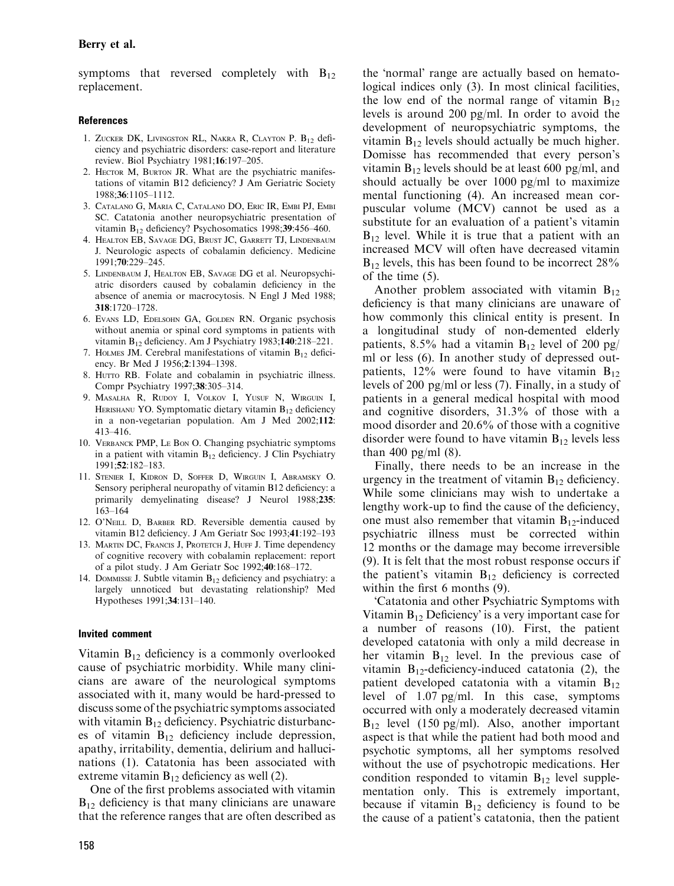symptoms that reversed completely with $B_{12}$ replacement.

### References

1. Zucker DK, Livingston RL, Nakra R, Clayton P. $B_{12}$ deficiency and psychiatric disorders: case-report and literature review. Biol Psychiatry 1981;**16**:197–205.
2. Hector M, Burton JR. What are the psychiatric manifestations of vitamin B12 deficiency? J Am Geriatric Society 1988;**36**:1105–1112.
3. Catalano G, Maria C, Catalano DO, Eric IR, Embi PJ, Embi SC. Catatonia another neuropsychiatric presentation of vitamin $B_{12}$ deficiency? Psychosomatics 1998;**39**:456–460.
4. Healton EB, Savage DG, Brust JC, Garrett TJ, Lindenbaum J. Neurologic aspects of cobalamin deficiency. Medicine 1991;**70**:229–245.
5. Lindenbaum J, Healton EB, Savage DG et al. Neuropsychiatric disorders caused by cobalamin deficiency in the absence of anemia or macrocytosis. N Engl J Med 1988; **318**:1720–1728.
6. Evans LD, Edelsohn GA, Golden RN. Organic psychosis without anemia or spinal cord symptoms in patients with vitamin $B_{12}$ deficiency. Am J Psychiatry 1983;**140**:218–221.
7. Holmes JM. Cerebral manifestations of vitamin $B_{12}$ deficiency. Br Med J 1956;**2**:1394–1398.
8. Hutto RB. Folate and cobalamin in psychiatric illness. Compr Psychiatry 1997;**38**:305–314.
9. Masalha R, Rudoy I, Volkov I, Yusuf N, Wirguin I, Herishanu YO. Symptomatic dietary vitamin $B_{12}$ deficiency in a non-vegetarian population. Am J Med 2002;**112**: 413–416.
10. Verbanck PMP, Le Bon O. Changing psychiatric symptoms in a patient with vitamin $B_{12}$ deficiency. J Clin Psychiatry 1991;**52**:182–183.
11. Stenier I, Kidron D, Soffer D, Wirguin I, Abramsky O. Sensory peripheral neuropathy of vitamin B12 deficiency: a primarily demyelinating disease? J Neurol 1988;**235**: 163–164
12. O'Neill D, Barber RD. Reversible dementia caused by vitamin B12 deficiency. J Am Geriatr Soc 1993;**41**:192–193
13. Martin DC, Francis J, Protetch J, Huff J. Time dependency of cognitive recovery with cobalamin replacement: report of a pilot study. J Am Geriatr Soc 1992;**40**:168–172.
14. Dommisse J. Subtle vitamin $B_{12}$ deficiency and psychiatry: a largely unnoticed but devastating relationship? Med Hypotheses 1991;**34**:131–140.

### Invited comment

Vitamin $B_{12}$ deficiency is a commonly overlooked cause of psychiatric morbidity. While many clinicians are aware of the neurological symptoms associated with it, many would be hard-pressed to discuss some of the psychiatric symptoms associated with vitamin $B_{12}$ deficiency. Psychiatric disturbances of vitamin $B_{12}$ deficiency include depression, apathy, irritability, dementia, delirium and hallucinations (1). Catatonia has been associated with extreme vitamin $B_{12}$ deficiency as well (2).

One of the first problems associated with vitamin $B_{12}$ deficiency is that many clinicians are unaware that the reference ranges that are often described as the 'normal' range are actually based on hematological indices only (3). In most clinical facilities, the low end of the normal range of vitamin $B_{12}$ levels is around 200 pg/ml. In order to avoid the development of neuropsychiatric symptoms, the vitamin $B_{12}$ levels should actually be much higher. Domisse has recommended that every person's vitamin $B_{12}$ levels should be at least 600 pg/ml, and should actually be over 1000 pg/ml to maximize mental functioning (4). An increased mean corpuscular volume (MCV) cannot be used as a substitute for an evaluation of a patient's vitamin $B_{12}$ level. While it is true that a patient with an increased MCV will often have decreased vitamin $B_{12}$ levels, this has been found to be incorrect 28% of the time (5).

Another problem associated with vitamin $B_{12}$ deficiency is that many clinicians are unaware of how commonly this clinical entity is present. In a longitudinal study of non-demented elderly patients, 8.5% had a vitamin $B_{12}$ level of 200 pg/ml or less (6). In another study of depressed outpatients, 12% were found to have vitamin $B_{12}$ levels of 200 pg/ml or less (7). Finally, in a study of patients in a general medical hospital with mood and cognitive disorders, 31.3% of those with a mood disorder and 20.6% of those with a cognitive disorder were found to have vitamin $B_{12}$ levels less than 400 pg/ml (8).

Finally, there needs to be an increase in the urgency in the treatment of vitamin $B_{12}$ deficiency. While some clinicians may wish to undertake a lengthy work-up to find the cause of the deficiency, one must also remember that vitamin $B_{12}$-induced psychiatric illness must be corrected within 12 months or the damage may become irreversible (9). It is felt that the most robust response occurs if the patient's vitamin $B_{12}$ deficiency is corrected within the first 6 months (9).

'Catatonia and other Psychiatric Symptoms with Vitamin $B_{12}$ Deficiency' is a very important case for a number of reasons (10). First, the patient developed catatonia with only a mild decrease in her vitamin $B_{12}$ level. In the previous case of vitamin $B_{12}$-deficiency-induced catatonia (2), the patient developed catatonia with a vitamin $B_{12}$ level of 1.07 pg/ml. In this case, symptoms occurred with only a moderately decreased vitamin $B_{12}$ level (150 pg/ml). Also, another important aspect is that while the patient had both mood and psychotic symptoms, all her symptoms resolved without the use of psychotropic medications. Her condition responded to vitamin $B_{12}$ level supplementation only. This is extremely important, because if vitamin $B_{12}$ deficiency is found to be the cause of a patient's catatonia, then the patient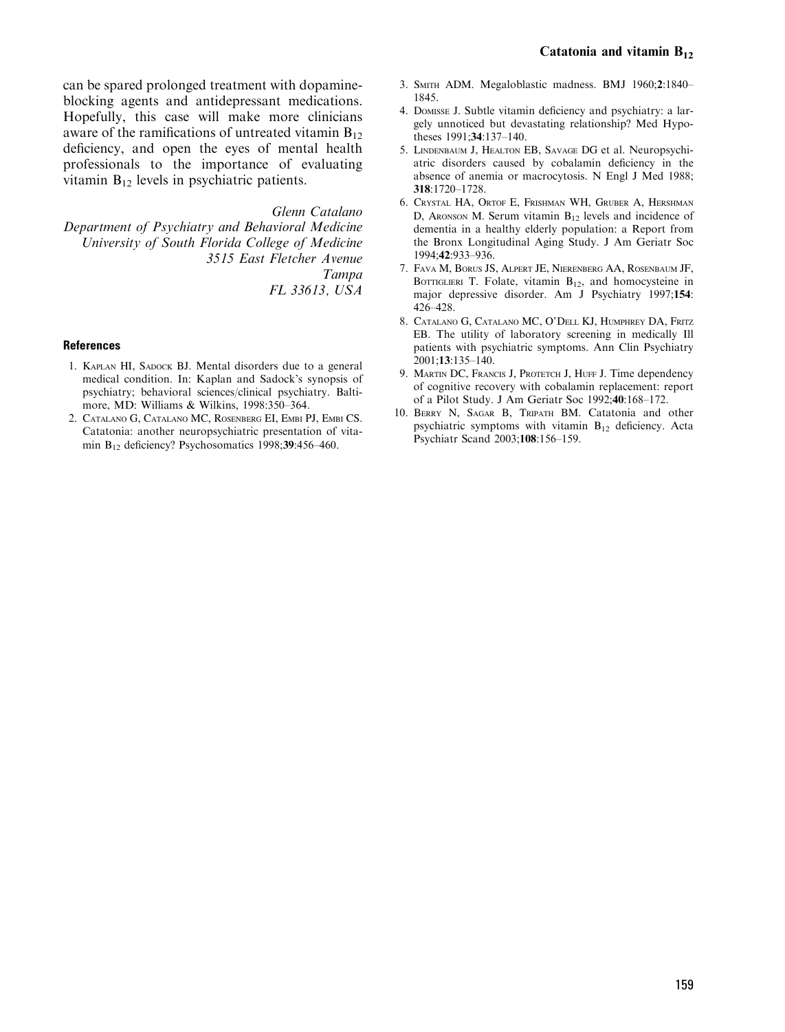can be spared prolonged treatment with dopamine-blocking agents and antidepressant medications. Hopefully, this case will make more clinicians aware of the ramifications of untreated vitamin $B_{12}$ deficiency, and open the eyes of mental health professionals to the importance of evaluating vitamin $B_{12}$ levels in psychiatric patients.

*Glenn Catalano*
*Department of Psychiatry and Behavioral Medicine*
*University of South Florida College of Medicine*
*3515 East Fletcher Avenue*
*Tampa*
*FL 33613, USA*

#### References

1. Kaplan HI, Sadock BJ. Mental disorders due to a general medical condition. In: Kaplan and Sadock's synopsis of psychiatry; behavioral sciences/clinical psychiatry. Baltimore, MD: Williams & Wilkins, 1998:350–364.
2. Catalano G, Catalano MC, Rosenberg EI, Embi PJ, Embi CS. Catatonia: another neuropsychiatric presentation of vitamin $B_{12}$ deficiency? Psychosomatics 1998;**39**:456–460.
3. Smith ADM. Megaloblastic madness. BMJ 1960;**2**:1840–1845.
4. Domisse J. Subtle vitamin deficiency and psychiatry: a largely unnoticed but devastating relationship? Med Hypotheses 1991;**34**:137–140.
5. Lindenbaum J, Healton EB, Savage DG et al. Neuropsychiatric disorders caused by cobalamin deficiency in the absence of anemia or macrocytosis. N Engl J Med 1988; **318**:1720–1728.
6. Crystal HA, Ortof E, Frishman WH, Gruber A, Hershman D, Aronson M. Serum vitamin $B_{12}$ levels and incidence of dementia in a healthy elderly population: a Report from the Bronx Longitudinal Aging Study. J Am Geriatr Soc 1994;**42**:933–936.
7. Fava M, Borus JS, Alpert JE, Nierenberg AA, Rosenbaum JF, Bottiglieri T. Folate, vitamin $B_{12}$, and homocysteine in major depressive disorder. Am J Psychiatry 1997;**154**: 426–428.
8. Catalano G, Catalano MC, O'Dell KJ, Humphrey DA, Fritz EB. The utility of laboratory screening in medically Ill patients with psychiatric symptoms. Ann Clin Psychiatry 2001;**13**:135–140.
9. Martin DC, Francis J, Protetch J, Huff J. Time dependency of cognitive recovery with cobalamin replacement: report of a Pilot Study. J Am Geriatr Soc 1992;**40**:168–172.
10. Berry N, Sagar B, Tripath BM. Catatonia and other psychiatric symptoms with vitamin $B_{12}$ deficiency. Acta Psychiatr Scand 2003;**108**:156–159.